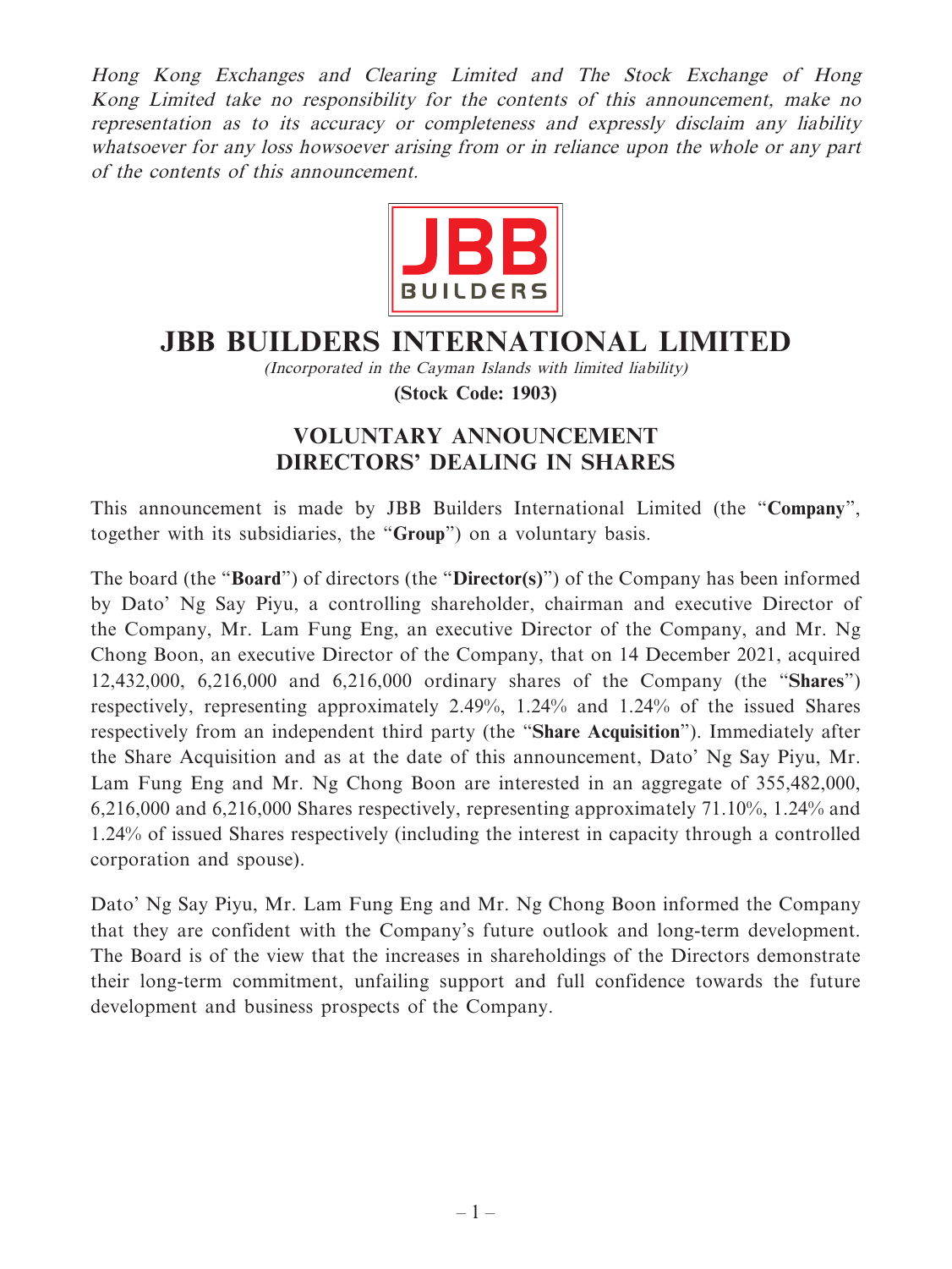*Hong Kong Exchanges and Clearing Limited and The Stock Exchange of Hong Kong Limited take no responsibility for the contents of this announcement, make no representation as to its accuracy or completeness and expressly disclaim any liability whatsoever for any loss howsoever arising from or in reliance upon the whole or any part of the contents of this announcement.*

# JBB BUILDERS INTERNATIONAL LIMITED

*(Incorporated in the Cayman Islands with limited liability)*

**(Stock Code: 1903)**

## VOLUNTARY ANNOUNCEMENT DIRECTORS' DEALING IN SHARES

This announcement is made by JBB Builders International Limited (the "**Company**", together with its subsidiaries, the "**Group**") on a voluntary basis.

The board (the "**Board**") of directors (the "**Director(s)**") of the Company has been informed by Dato' Ng Say Piyu, a controlling shareholder, chairman and executive Director of the Company, Mr. Lam Fung Eng, an executive Director of the Company, and Mr. Ng Chong Boon, an executive Director of the Company, that on 14 December 2021, acquired 12,432,000, 6,216,000 and 6,216,000 ordinary shares of the Company (the "**Shares**") respectively, representing approximately 2.49%, 1.24% and 1.24% of the issued Shares respectively from an independent third party (the "**Share Acquisition**"). Immediately after the Share Acquisition and as at the date of this announcement, Dato' Ng Say Piyu, Mr. Lam Fung Eng and Mr. Ng Chong Boon are interested in an aggregate of 355,482,000, 6,216,000 and 6,216,000 Shares respectively, representing approximately 71.10%, 1.24% and 1.24% of issued Shares respectively (including the interest in capacity through a controlled corporation and spouse).

Dato' Ng Say Piyu, Mr. Lam Fung Eng and Mr. Ng Chong Boon informed the Company that they are confident with the Company's future outlook and long-term development. The Board is of the view that the increases in shareholdings of the Directors demonstrate their long-term commitment, unfailing support and full confidence towards the future development and business prospects of the Company.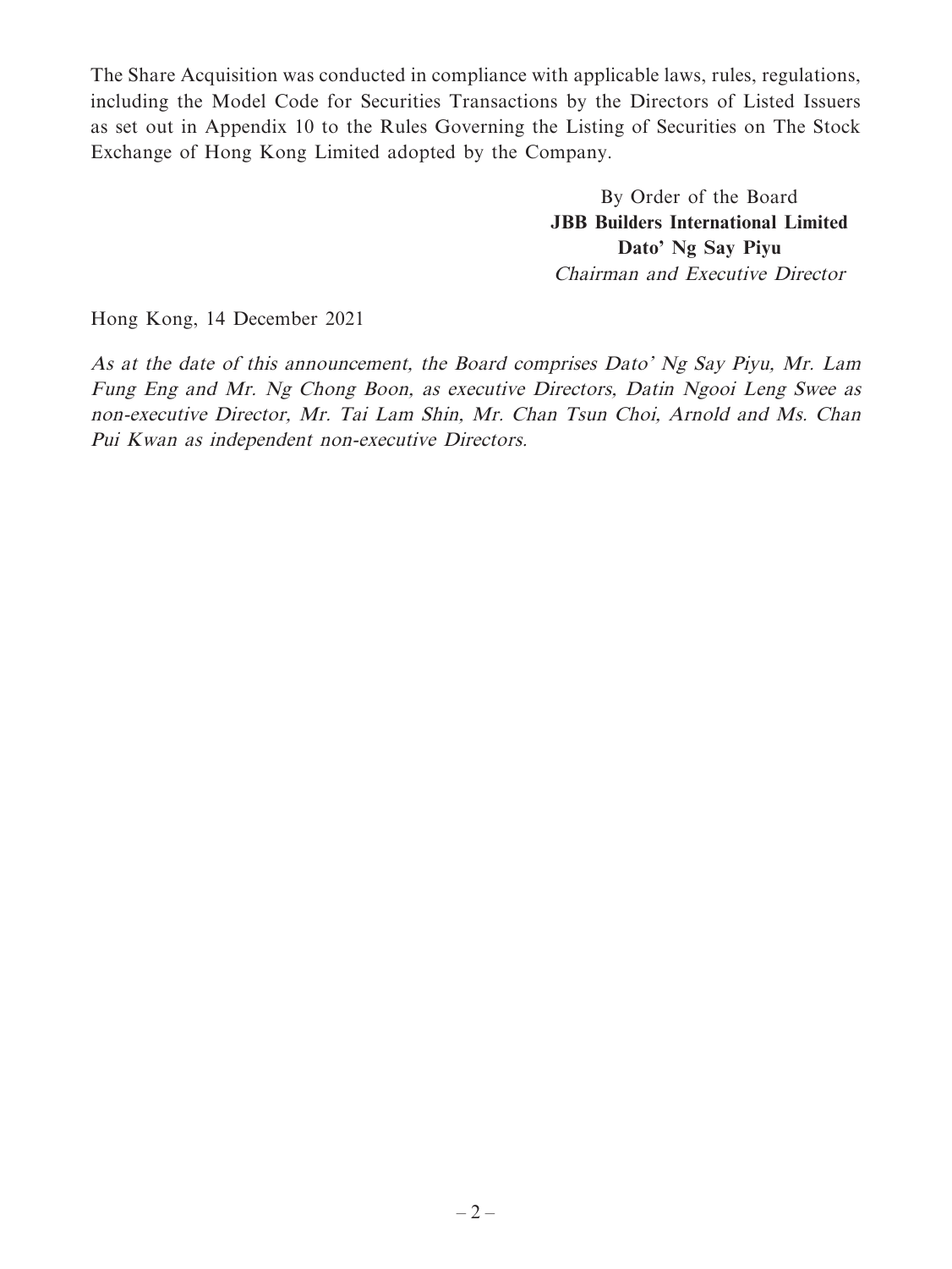The Share Acquisition was conducted in compliance with applicable laws, rules, regulations, including the Model Code for Securities Transactions by the Directors of Listed Issuers as set out in Appendix 10 to the Rules Governing the Listing of Securities on The Stock Exchange of Hong Kong Limited adopted by the Company.

By Order of the Board
**JBB Builders International Limited**
**Dato' Ng Say Piyu**
*Chairman and Executive Director*

Hong Kong, 14 December 2021

*As at the date of this announcement, the Board comprises Dato' Ng Say Piyu, Mr. Lam Fung Eng and Mr. Ng Chong Boon, as executive Directors, Datin Ngooi Leng Swee as non-executive Director, Mr. Tai Lam Shin, Mr. Chan Tsun Choi, Arnold and Ms. Chan Pui Kwan as independent non-executive Directors.*